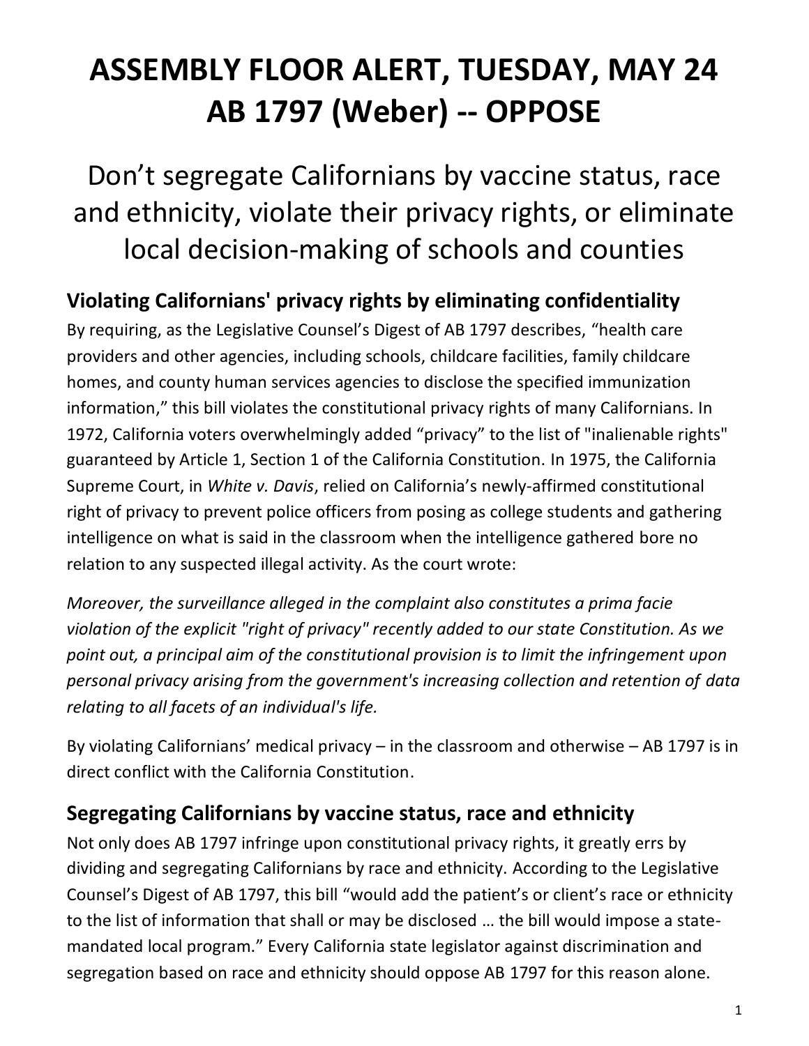# ASSEMBLY FLOOR ALERT, TUESDAY, MAY 24
# AB 1797 (Weber) -- OPPOSE

Don't segregate Californians by vaccine status, race and ethnicity, violate their privacy rights, or eliminate local decision-making of schools and counties

## Violating Californians' privacy rights by eliminating confidentiality

By requiring, as the Legislative Counsel's Digest of AB 1797 describes, "health care providers and other agencies, including schools, childcare facilities, family childcare homes, and county human services agencies to disclose the specified immunization information," this bill violates the constitutional privacy rights of many Californians. In 1972, California voters overwhelmingly added "privacy" to the list of "inalienable rights" guaranteed by Article 1, Section 1 of the California Constitution. In 1975, the California Supreme Court, in *White v. Davis*, relied on California's newly-affirmed constitutional right of privacy to prevent police officers from posing as college students and gathering intelligence on what is said in the classroom when the intelligence gathered bore no relation to any suspected illegal activity. As the court wrote:

*Moreover, the surveillance alleged in the complaint also constitutes a prima facie violation of the explicit "right of privacy" recently added to our state Constitution. As we point out, a principal aim of the constitutional provision is to limit the infringement upon personal privacy arising from the government's increasing collection and retention of data relating to all facets of an individual's life.*

By violating Californians' medical privacy – in the classroom and otherwise – AB 1797 is in direct conflict with the California Constitution.

## Segregating Californians by vaccine status, race and ethnicity

Not only does AB 1797 infringe upon constitutional privacy rights, it greatly errs by dividing and segregating Californians by race and ethnicity. According to the Legislative Counsel's Digest of AB 1797, this bill "would add the patient's or client's race or ethnicity to the list of information that shall or may be disclosed … the bill would impose a state-mandated local program." Every California state legislator against discrimination and segregation based on race and ethnicity should oppose AB 1797 for this reason alone.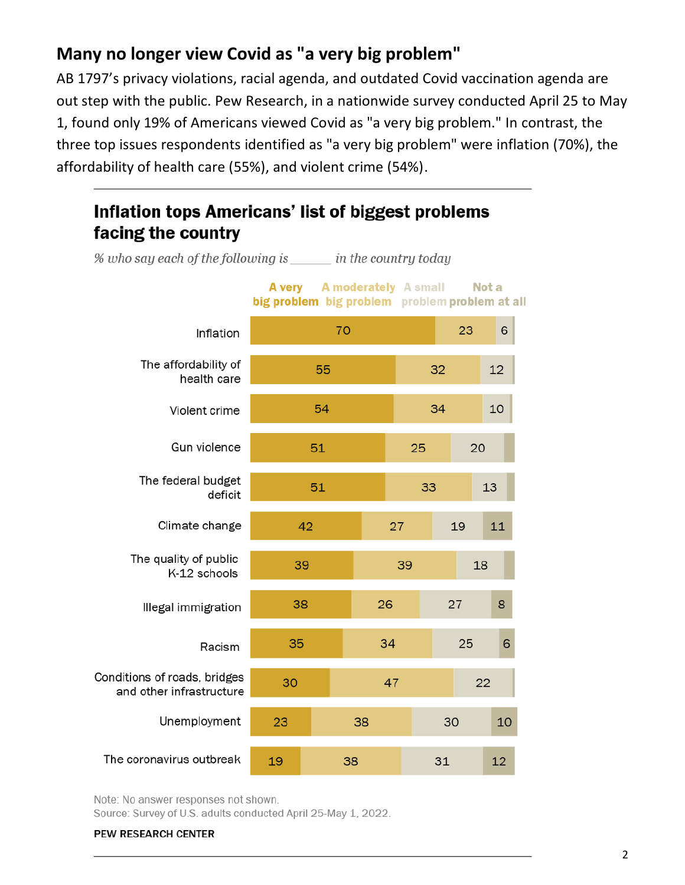## Many no longer view Covid as "a very big problem"

AB 1797's privacy violations, racial agenda, and outdated Covid vaccination agenda are out step with the public. Pew Research, in a nationwide survey conducted April 25 to May 1, found only 19% of Americans viewed Covid as "a very big problem." In contrast, the three top issues respondents identified as "a very big problem" were inflation (70%), the affordability of health care (55%), and violent crime (54%).

**Inflation tops Americans' list of biggest problems facing the country**

*% who say each of the following is ______ in the country today*

A very big problem
A moderately big problem
A small problem
Not a problem at all

Inflation 70 23 6
The affordability of health care 55 32 12
Violent crime 54 34 10
Gun violence 51 25 20
The federal budget deficit 51 33 13
Climate change 42 27 19 11
The quality of public K-12 schools 39 39 18
Illegal immigration 38 26 27 8
Racism 35 34 25 6
Conditions of roads, bridges and other infrastructure 30 47 22
Unemployment 23 38 30 10
The coronavirus outbreak 19 38 31 12

Note: No answer responses not shown.
Source: Survey of U.S. adults conducted April 25-May 1, 2022.

PEW RESEARCH CENTER